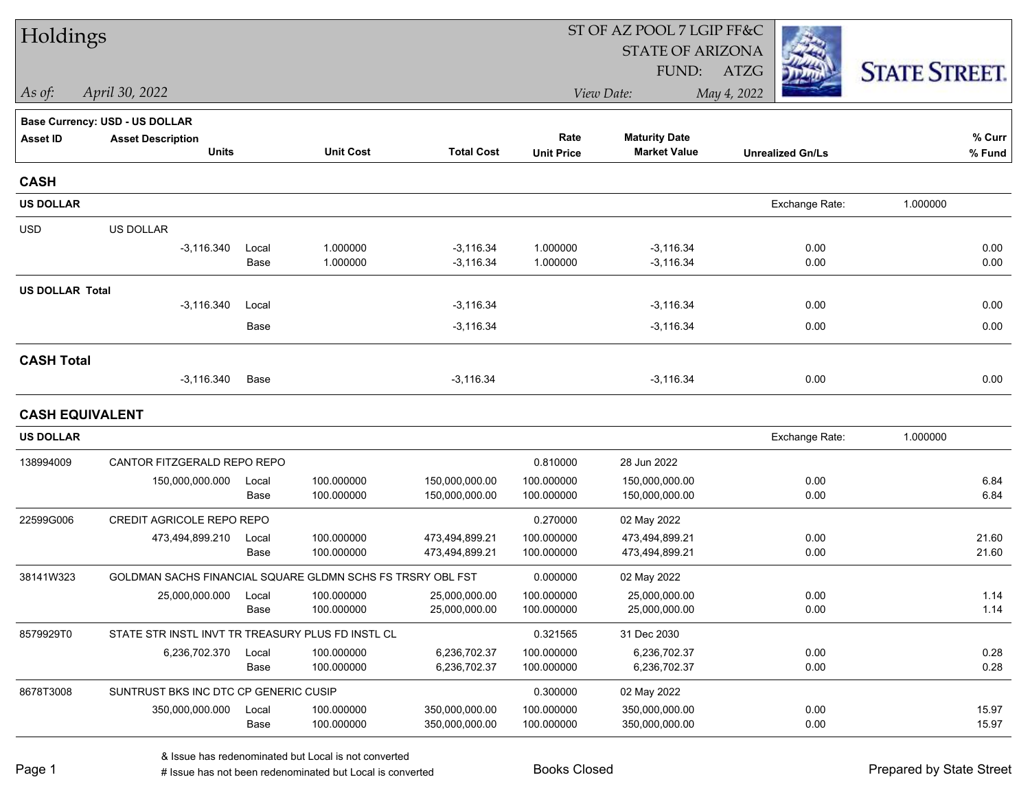# Holdings

*As of:* *April 30, 2022*

ST OF AZ POOL 7 LGIP FF&C
STATE OF ARIZONA
FUND: ATZG

*View Date:* *May 4, 2022*

STATE STREET

**Base Currency: USD - US DOLLAR**

| Asset ID | Asset Description / Units | | Unit Cost | Total Cost | Rate / Unit Price | Maturity Date / Market Value | Unrealized Gn/Ls | % Curr / % Fund |
|---|---|---|---|---|---|---|---|---|
| **CASH** | | | | | | | | |
| **US DOLLAR** | | | | | | | Exchange Rate: 1.000000 | |
| USD | US DOLLAR | | | | | | | |
| | -3,116.340 | Local | 1.000000 | -3,116.34 | 1.000000 | -3,116.34 | 0.00 | 0.00 |
| | | Base | 1.000000 | -3,116.34 | 1.000000 | -3,116.34 | 0.00 | 0.00 |
| **US DOLLAR Total** | | | | | | | | |
| | -3,116.340 | Local | | -3,116.34 | | -3,116.34 | 0.00 | 0.00 |
| | | Base | | -3,116.34 | | -3,116.34 | 0.00 | 0.00 |
| **CASH Total** | | | | | | | | |
| | -3,116.340 | Base | | -3,116.34 | | -3,116.34 | 0.00 | 0.00 |
| **CASH EQUIVALENT** | | | | | | | | |
| **US DOLLAR** | | | | | | | Exchange Rate: 1.000000 | |
| 138994009 | CANTOR FITZGERALD REPO REPO | | | | 0.810000 | 28 Jun 2022 | | |
| | 150,000,000.000 | Local | 100.000000 | 150,000,000.00 | 100.000000 | 150,000,000.00 | 0.00 | 6.84 |
| | | Base | 100.000000 | 150,000,000.00 | 100.000000 | 150,000,000.00 | 0.00 | 6.84 |
| 22599G006 | CREDIT AGRICOLE REPO REPO | | | | 0.270000 | 02 May 2022 | | |
| | 473,494,899.210 | Local | 100.000000 | 473,494,899.21 | 100.000000 | 473,494,899.21 | 0.00 | 21.60 |
| | | Base | 100.000000 | 473,494,899.21 | 100.000000 | 473,494,899.21 | 0.00 | 21.60 |
| 38141W323 | GOLDMAN SACHS FINANCIAL SQUARE GLDMN SCHS FS TRSRY OBL FST | | | | 0.000000 | 02 May 2022 | | |
| | 25,000,000.000 | Local | 100.000000 | 25,000,000.00 | 100.000000 | 25,000,000.00 | 0.00 | 1.14 |
| | | Base | 100.000000 | 25,000,000.00 | 100.000000 | 25,000,000.00 | 0.00 | 1.14 |
| 8579929T0 | STATE STR INSTL INVT TR TREASURY PLUS FD INSTL CL | | | | 0.321565 | 31 Dec 2030 | | |
| | 6,236,702.370 | Local | 100.000000 | 6,236,702.37 | 100.000000 | 6,236,702.37 | 0.00 | 0.28 |
| | | Base | 100.000000 | 6,236,702.37 | 100.000000 | 6,236,702.37 | 0.00 | 0.28 |
| 8678T3008 | SUNTRUST BKS INC DTC CP GENERIC CUSIP | | | | 0.300000 | 02 May 2022 | | |
| | 350,000,000.000 | Local | 100.000000 | 350,000,000.00 | 100.000000 | 350,000,000.00 | 0.00 | 15.97 |
| | | Base | 100.000000 | 350,000,000.00 | 100.000000 | 350,000,000.00 | 0.00 | 15.97 |

& Issue has redenominated but Local is not converted
# Issue has not been redenominated but Local is converted

Books Closed

Prepared by State Street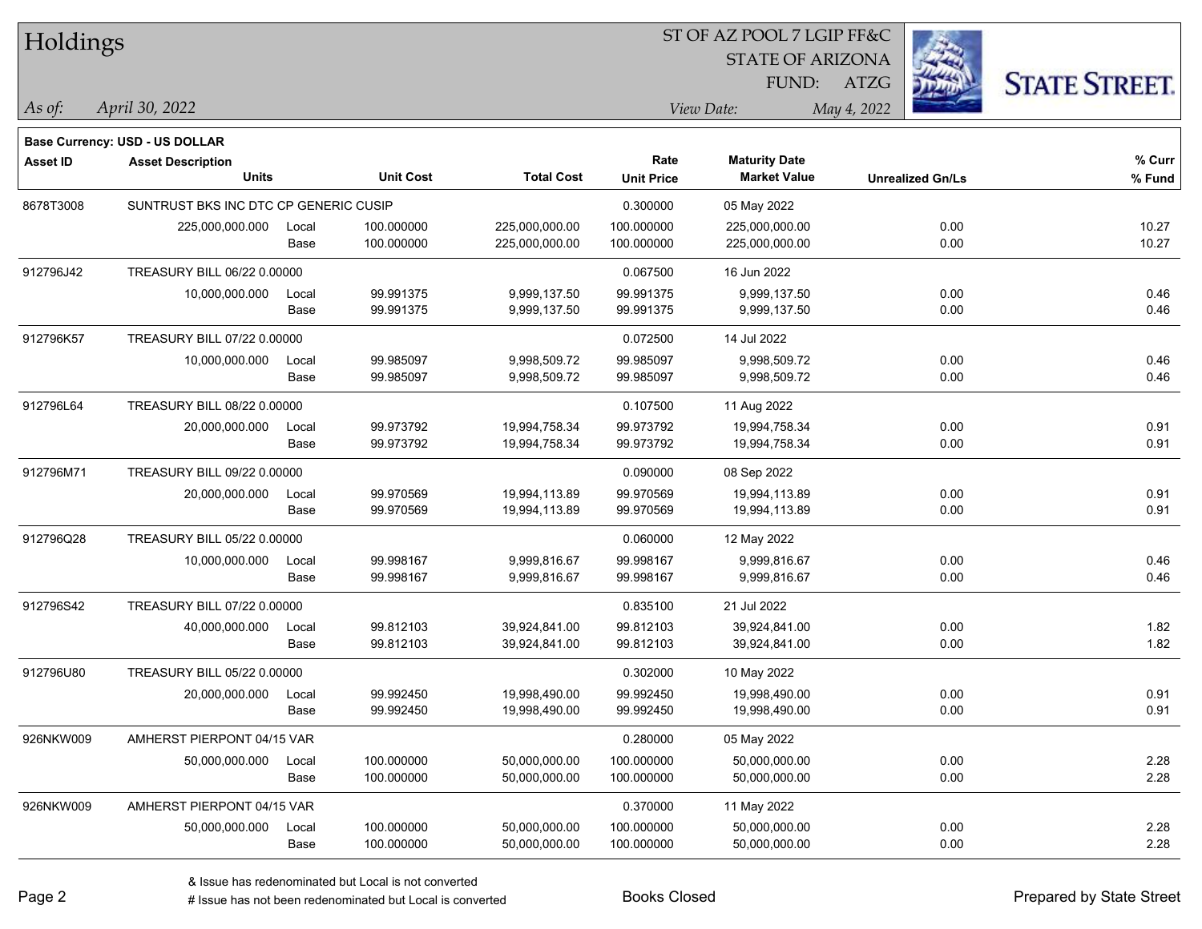# Holdings

ST OF AZ POOL 7 LGIP FF&C
STATE OF ARIZONA
FUND: ATZG

*As of:* *April 30, 2022*

*View Date:* *May 4, 2022*

**Base Currency: USD - US DOLLAR**

| Asset ID | Asset Description / Units | | Unit Cost | Total Cost | Rate / Unit Price | Maturity Date / Market Value | Unrealized Gn/Ls | % Curr / % Fund |
|---|---|---|---|---|---|---|---|---|
| 8678T3008 | SUNTRUST BKS INC DTC CP GENERIC CUSIP | | | | 0.300000 | 05 May 2022 | | |
| | 225,000,000.000 | Local | 100.000000 | 225,000,000.00 | 100.000000 | 225,000,000.00 | 0.00 | 10.27 |
| | | Base | 100.000000 | 225,000,000.00 | 100.000000 | 225,000,000.00 | 0.00 | 10.27 |
| 912796J42 | TREASURY BILL 06/22 0.00000 | | | | 0.067500 | 16 Jun 2022 | | |
| | 10,000,000.000 | Local | 99.991375 | 9,999,137.50 | 99.991375 | 9,999,137.50 | 0.00 | 0.46 |
| | | Base | 99.991375 | 9,999,137.50 | 99.991375 | 9,999,137.50 | 0.00 | 0.46 |
| 912796K57 | TREASURY BILL 07/22 0.00000 | | | | 0.072500 | 14 Jul 2022 | | |
| | 10,000,000.000 | Local | 99.985097 | 9,998,509.72 | 99.985097 | 9,998,509.72 | 0.00 | 0.46 |
| | | Base | 99.985097 | 9,998,509.72 | 99.985097 | 9,998,509.72 | 0.00 | 0.46 |
| 912796L64 | TREASURY BILL 08/22 0.00000 | | | | 0.107500 | 11 Aug 2022 | | |
| | 20,000,000.000 | Local | 99.973792 | 19,994,758.34 | 99.973792 | 19,994,758.34 | 0.00 | 0.91 |
| | | Base | 99.973792 | 19,994,758.34 | 99.973792 | 19,994,758.34 | 0.00 | 0.91 |
| 912796M71 | TREASURY BILL 09/22 0.00000 | | | | 0.090000 | 08 Sep 2022 | | |
| | 20,000,000.000 | Local | 99.970569 | 19,994,113.89 | 99.970569 | 19,994,113.89 | 0.00 | 0.91 |
| | | Base | 99.970569 | 19,994,113.89 | 99.970569 | 19,994,113.89 | 0.00 | 0.91 |
| 912796Q28 | TREASURY BILL 05/22 0.00000 | | | | 0.060000 | 12 May 2022 | | |
| | 10,000,000.000 | Local | 99.998167 | 9,999,816.67 | 99.998167 | 9,999,816.67 | 0.00 | 0.46 |
| | | Base | 99.998167 | 9,999,816.67 | 99.998167 | 9,999,816.67 | 0.00 | 0.46 |
| 912796S42 | TREASURY BILL 07/22 0.00000 | | | | 0.835100 | 21 Jul 2022 | | |
| | 40,000,000.000 | Local | 99.812103 | 39,924,841.00 | 99.812103 | 39,924,841.00 | 0.00 | 1.82 |
| | | Base | 99.812103 | 39,924,841.00 | 99.812103 | 39,924,841.00 | 0.00 | 1.82 |
| 912796U80 | TREASURY BILL 05/22 0.00000 | | | | 0.302000 | 10 May 2022 | | |
| | 20,000,000.000 | Local | 99.992450 | 19,998,490.00 | 99.992450 | 19,998,490.00 | 0.00 | 0.91 |
| | | Base | 99.992450 | 19,998,490.00 | 99.992450 | 19,998,490.00 | 0.00 | 0.91 |
| 926NKW009 | AMHERST PIERPONT 04/15 VAR | | | | 0.280000 | 05 May 2022 | | |
| | 50,000,000.000 | Local | 100.000000 | 50,000,000.00 | 100.000000 | 50,000,000.00 | 0.00 | 2.28 |
| | | Base | 100.000000 | 50,000,000.00 | 100.000000 | 50,000,000.00 | 0.00 | 2.28 |
| 926NKW009 | AMHERST PIERPONT 04/15 VAR | | | | 0.370000 | 11 May 2022 | | |
| | 50,000,000.000 | Local | 100.000000 | 50,000,000.00 | 100.000000 | 50,000,000.00 | 0.00 | 2.28 |
| | | Base | 100.000000 | 50,000,000.00 | 100.000000 | 50,000,000.00 | 0.00 | 2.28 |

& Issue has redenominated but Local is not converted
# Issue has not been redenominated but Local is converted

Books Closed

Prepared by State Street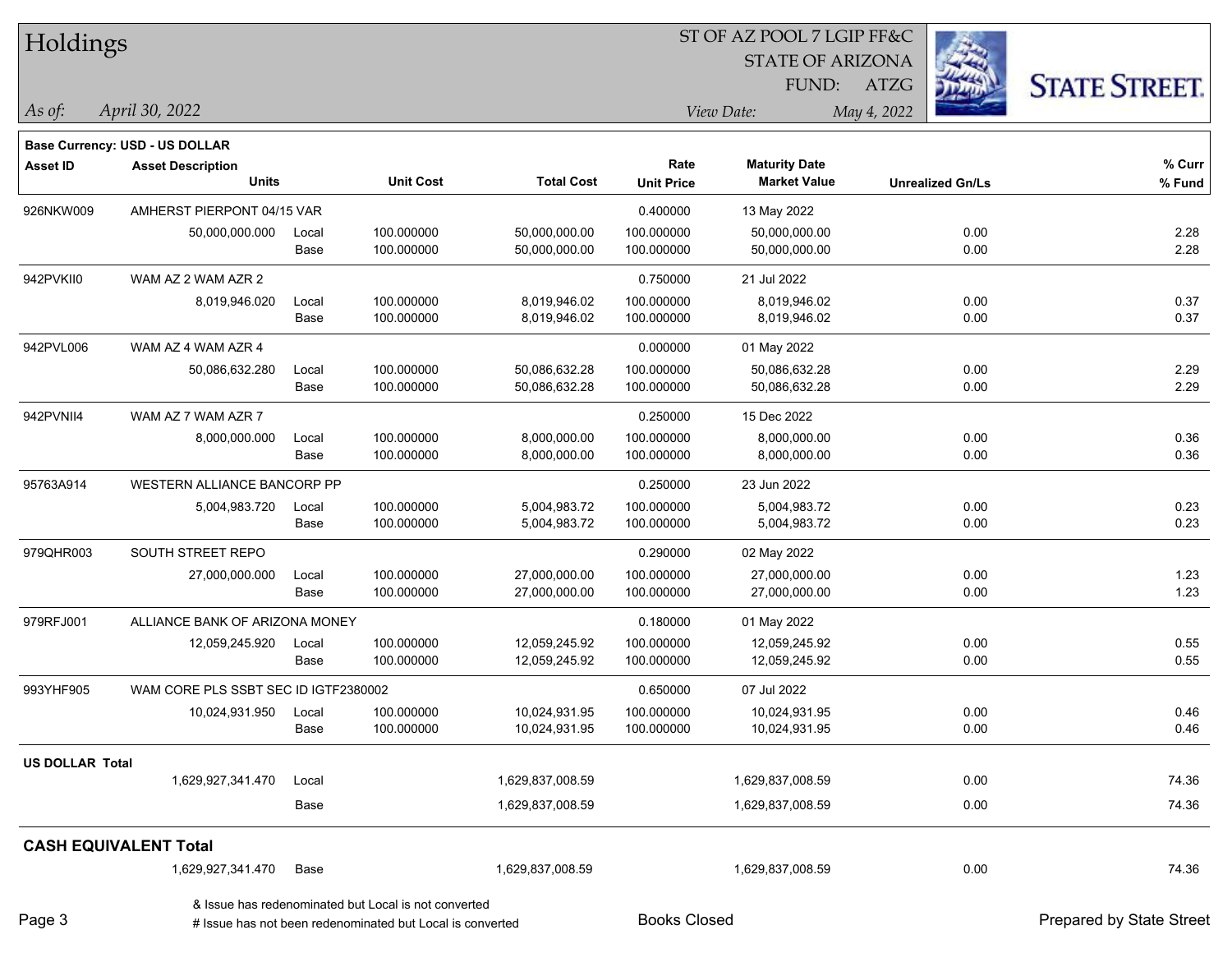# Holdings

ST OF AZ POOL 7 LGIP FF&C
STATE OF ARIZONA
FUND: ATZG

*As of:* *April 30, 2022*

*View Date:* *May 4, 2022*

STATE STREET.

**Base Currency: USD - US DOLLAR**

| Asset ID | Asset Description / Units | | Unit Cost | Total Cost | Rate / Unit Price | Maturity Date / Market Value | Unrealized Gn/Ls | % Curr / % Fund |
|---|---|---|---|---|---|---|---|---|
| 926NKW009 | AMHERST PIERPONT 04/15 VAR | | | | 0.400000 | 13 May 2022 | | |
| | 50,000,000.000 | Local | 100.000000 | 50,000,000.00 | 100.000000 | 50,000,000.00 | 0.00 | 2.28 |
| | | Base | 100.000000 | 50,000,000.00 | 100.000000 | 50,000,000.00 | 0.00 | 2.28 |
| 942PVKII0 | WAM AZ 2 WAM AZR 2 | | | | 0.750000 | 21 Jul 2022 | | |
| | 8,019,946.020 | Local | 100.000000 | 8,019,946.02 | 100.000000 | 8,019,946.02 | 0.00 | 0.37 |
| | | Base | 100.000000 | 8,019,946.02 | 100.000000 | 8,019,946.02 | 0.00 | 0.37 |
| 942PVL006 | WAM AZ 4 WAM AZR 4 | | | | 0.000000 | 01 May 2022 | | |
| | 50,086,632.280 | Local | 100.000000 | 50,086,632.28 | 100.000000 | 50,086,632.28 | 0.00 | 2.29 |
| | | Base | 100.000000 | 50,086,632.28 | 100.000000 | 50,086,632.28 | 0.00 | 2.29 |
| 942PVNII4 | WAM AZ 7 WAM AZR 7 | | | | 0.250000 | 15 Dec 2022 | | |
| | 8,000,000.000 | Local | 100.000000 | 8,000,000.00 | 100.000000 | 8,000,000.00 | 0.00 | 0.36 |
| | | Base | 100.000000 | 8,000,000.00 | 100.000000 | 8,000,000.00 | 0.00 | 0.36 |
| 95763A914 | WESTERN ALLIANCE BANCORP PP | | | | 0.250000 | 23 Jun 2022 | | |
| | 5,004,983.720 | Local | 100.000000 | 5,004,983.72 | 100.000000 | 5,004,983.72 | 0.00 | 0.23 |
| | | Base | 100.000000 | 5,004,983.72 | 100.000000 | 5,004,983.72 | 0.00 | 0.23 |
| 979QHR003 | SOUTH STREET REPO | | | | 0.290000 | 02 May 2022 | | |
| | 27,000,000.000 | Local | 100.000000 | 27,000,000.00 | 100.000000 | 27,000,000.00 | 0.00 | 1.23 |
| | | Base | 100.000000 | 27,000,000.00 | 100.000000 | 27,000,000.00 | 0.00 | 1.23 |
| 979RFJ001 | ALLIANCE BANK OF ARIZONA MONEY | | | | 0.180000 | 01 May 2022 | | |
| | 12,059,245.920 | Local | 100.000000 | 12,059,245.92 | 100.000000 | 12,059,245.92 | 0.00 | 0.55 |
| | | Base | 100.000000 | 12,059,245.92 | 100.000000 | 12,059,245.92 | 0.00 | 0.55 |
| 993YHF905 | WAM CORE PLS SSBT SEC ID IGTF2380002 | | | | 0.650000 | 07 Jul 2022 | | |
| | 10,024,931.950 | Local | 100.000000 | 10,024,931.95 | 100.000000 | 10,024,931.95 | 0.00 | 0.46 |
| | | Base | 100.000000 | 10,024,931.95 | 100.000000 | 10,024,931.95 | 0.00 | 0.46 |
| **US DOLLAR Total** | | | | | | | | |
| | 1,629,927,341.470 | Local | | 1,629,837,008.59 | | 1,629,837,008.59 | 0.00 | 74.36 |
| | | Base | | 1,629,837,008.59 | | 1,629,837,008.59 | 0.00 | 74.36 |
| **CASH EQUIVALENT Total** | | | | | | | | |
| | 1,629,927,341.470 | Base | | 1,629,837,008.59 | | 1,629,837,008.59 | 0.00 | 74.36 |

& Issue has redenominated but Local is not converted
# Issue has not been redenominated but Local is converted

Books Closed

Prepared by State Street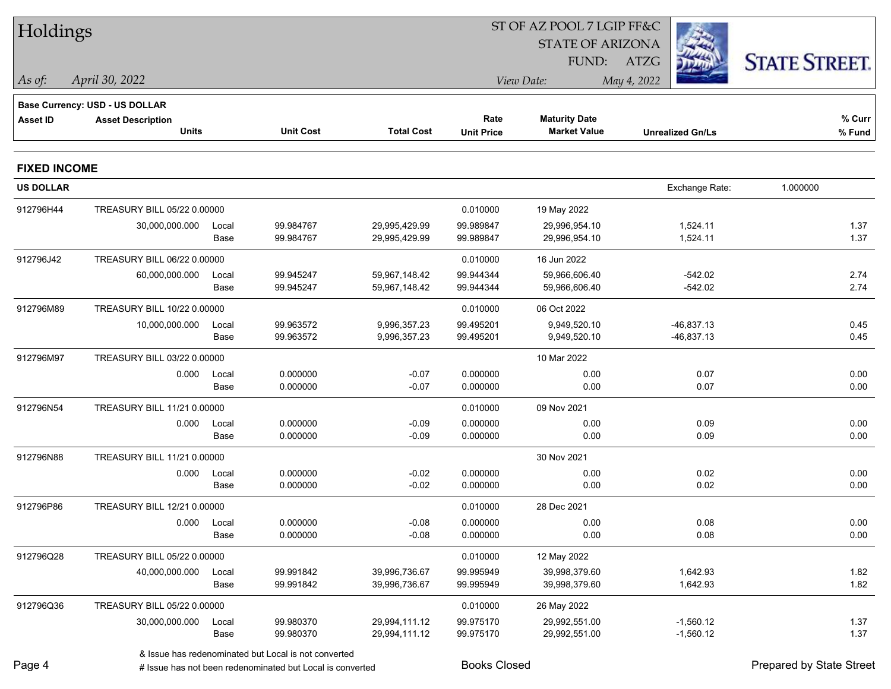# Holdings

ST OF AZ POOL 7 LGIP FF&C
STATE OF ARIZONA
FUND: ATZG

*As of:* *April 30, 2022*

*View Date:* *May 4, 2022*

STATE STREET.

**Base Currency: USD - US DOLLAR**

## FIXED INCOME

**US DOLLAR** — Exchange Rate: 1.000000

| Asset ID | Asset Description / Units | | Unit Cost | Total Cost | Rate / Unit Price | Maturity Date / Market Value | Unrealized Gn/Ls | % Curr / % Fund |
|---|---|---|---|---|---|---|---|---|
| 912796H44 | TREASURY BILL 05/22 0.00000 | | | | 0.010000 | 19 May 2022 | | |
| | 30,000,000.000 | Local | 99.984767 | 29,995,429.99 | 99.989847 | 29,996,954.10 | 1,524.11 | 1.37 |
| | | Base | 99.984767 | 29,995,429.99 | 99.989847 | 29,996,954.10 | 1,524.11 | 1.37 |
| 912796J42 | TREASURY BILL 06/22 0.00000 | | | | 0.010000 | 16 Jun 2022 | | |
| | 60,000,000.000 | Local | 99.945247 | 59,967,148.42 | 99.944344 | 59,966,606.40 | -542.02 | 2.74 |
| | | Base | 99.945247 | 59,967,148.42 | 99.944344 | 59,966,606.40 | -542.02 | 2.74 |
| 912796M89 | TREASURY BILL 10/22 0.00000 | | | | 0.010000 | 06 Oct 2022 | | |
| | 10,000,000.000 | Local | 99.963572 | 9,996,357.23 | 99.495201 | 9,949,520.10 | -46,837.13 | 0.45 |
| | | Base | 99.963572 | 9,996,357.23 | 99.495201 | 9,949,520.10 | -46,837.13 | 0.45 |
| 912796M97 | TREASURY BILL 03/22 0.00000 | | | | | 10 Mar 2022 | | |
| | 0.000 | Local | 0.000000 | -0.07 | 0.000000 | 0.00 | 0.07 | 0.00 |
| | | Base | 0.000000 | -0.07 | 0.000000 | 0.00 | 0.07 | 0.00 |
| 912796N54 | TREASURY BILL 11/21 0.00000 | | | | 0.010000 | 09 Nov 2021 | | |
| | 0.000 | Local | 0.000000 | -0.09 | 0.000000 | 0.00 | 0.09 | 0.00 |
| | | Base | 0.000000 | -0.09 | 0.000000 | 0.00 | 0.09 | 0.00 |
| 912796N88 | TREASURY BILL 11/21 0.00000 | | | | | 30 Nov 2021 | | |
| | 0.000 | Local | 0.000000 | -0.02 | 0.000000 | 0.00 | 0.02 | 0.00 |
| | | Base | 0.000000 | -0.02 | 0.000000 | 0.00 | 0.02 | 0.00 |
| 912796P86 | TREASURY BILL 12/21 0.00000 | | | | 0.010000 | 28 Dec 2021 | | |
| | 0.000 | Local | 0.000000 | -0.08 | 0.000000 | 0.00 | 0.08 | 0.00 |
| | | Base | 0.000000 | -0.08 | 0.000000 | 0.00 | 0.08 | 0.00 |
| 912796Q28 | TREASURY BILL 05/22 0.00000 | | | | 0.010000 | 12 May 2022 | | |
| | 40,000,000.000 | Local | 99.991842 | 39,996,736.67 | 99.995949 | 39,998,379.60 | 1,642.93 | 1.82 |
| | | Base | 99.991842 | 39,996,736.67 | 99.995949 | 39,998,379.60 | 1,642.93 | 1.82 |
| 912796Q36 | TREASURY BILL 05/22 0.00000 | | | | 0.010000 | 26 May 2022 | | |
| | 30,000,000.000 | Local | 99.980370 | 29,994,111.12 | 99.975170 | 29,992,551.00 | -1,560.12 | 1.37 |
| | | Base | 99.980370 | 29,994,111.12 | 99.975170 | 29,992,551.00 | -1,560.12 | 1.37 |

& Issue has redenominated but Local is not converted
# Issue has not been redenominated but Local is converted

Books Closed

Prepared by State Street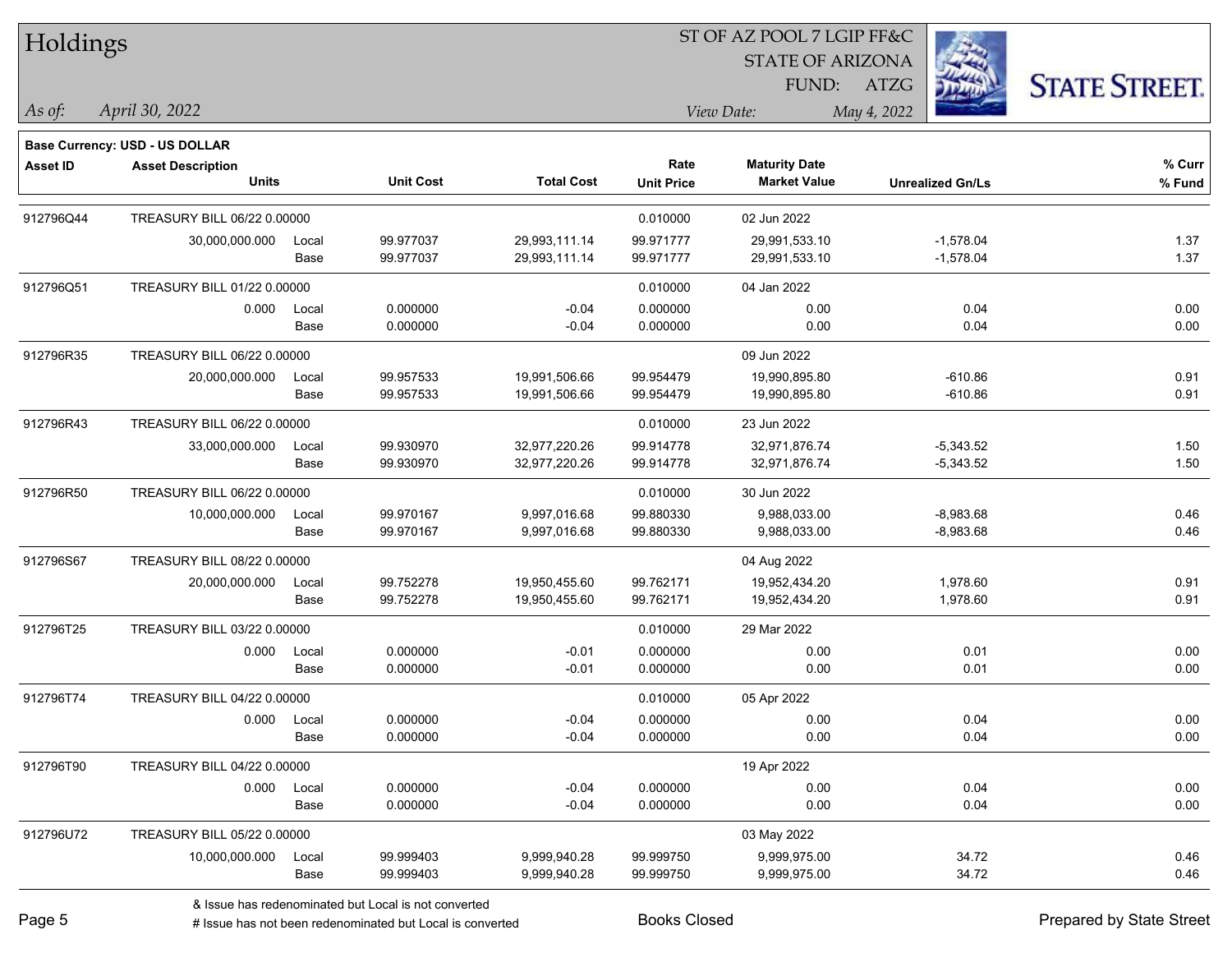# Holdings

ST OF AZ POOL 7 LGIP FF&C
STATE OF ARIZONA
FUND: ATZG

*As of:* *April 30, 2022*

*View Date:* *May 4, 2022*

**Base Currency: USD - US DOLLAR**

| Asset ID | Asset Description / Units | | Unit Cost | Total Cost | Rate / Unit Price | Maturity Date / Market Value | Unrealized Gn/Ls | % Curr / % Fund |
|---|---|---|---|---|---|---|---|---|
| 912796Q44 | TREASURY BILL 06/22 0.00000 | | | | 0.010000 | 02 Jun 2022 | | |
| | 30,000,000.000 | Local | 99.977037 | 29,993,111.14 | 99.971777 | 29,991,533.10 | -1,578.04 | 1.37 |
| | | Base | 99.977037 | 29,993,111.14 | 99.971777 | 29,991,533.10 | -1,578.04 | 1.37 |
| 912796Q51 | TREASURY BILL 01/22 0.00000 | | | | 0.010000 | 04 Jan 2022 | | |
| | 0.000 | Local | 0.000000 | -0.04 | 0.000000 | 0.00 | 0.04 | 0.00 |
| | | Base | 0.000000 | -0.04 | 0.000000 | 0.00 | 0.04 | 0.00 |
| 912796R35 | TREASURY BILL 06/22 0.00000 | | | | | 09 Jun 2022 | | |
| | 20,000,000.000 | Local | 99.957533 | 19,991,506.66 | 99.954479 | 19,990,895.80 | -610.86 | 0.91 |
| | | Base | 99.957533 | 19,991,506.66 | 99.954479 | 19,990,895.80 | -610.86 | 0.91 |
| 912796R43 | TREASURY BILL 06/22 0.00000 | | | | 0.010000 | 23 Jun 2022 | | |
| | 33,000,000.000 | Local | 99.930970 | 32,977,220.26 | 99.914778 | 32,971,876.74 | -5,343.52 | 1.50 |
| | | Base | 99.930970 | 32,977,220.26 | 99.914778 | 32,971,876.74 | -5,343.52 | 1.50 |
| 912796R50 | TREASURY BILL 06/22 0.00000 | | | | 0.010000 | 30 Jun 2022 | | |
| | 10,000,000.000 | Local | 99.970167 | 9,997,016.68 | 99.880330 | 9,988,033.00 | -8,983.68 | 0.46 |
| | | Base | 99.970167 | 9,997,016.68 | 99.880330 | 9,988,033.00 | -8,983.68 | 0.46 |
| 912796S67 | TREASURY BILL 08/22 0.00000 | | | | | 04 Aug 2022 | | |
| | 20,000,000.000 | Local | 99.752278 | 19,950,455.60 | 99.762171 | 19,952,434.20 | 1,978.60 | 0.91 |
| | | Base | 99.752278 | 19,950,455.60 | 99.762171 | 19,952,434.20 | 1,978.60 | 0.91 |
| 912796T25 | TREASURY BILL 03/22 0.00000 | | | | 0.010000 | 29 Mar 2022 | | |
| | 0.000 | Local | 0.000000 | -0.01 | 0.000000 | 0.00 | 0.01 | 0.00 |
| | | Base | 0.000000 | -0.01 | 0.000000 | 0.00 | 0.01 | 0.00 |
| 912796T74 | TREASURY BILL 04/22 0.00000 | | | | 0.010000 | 05 Apr 2022 | | |
| | 0.000 | Local | 0.000000 | -0.04 | 0.000000 | 0.00 | 0.04 | 0.00 |
| | | Base | 0.000000 | -0.04 | 0.000000 | 0.00 | 0.04 | 0.00 |
| 912796T90 | TREASURY BILL 04/22 0.00000 | | | | | 19 Apr 2022 | | |
| | 0.000 | Local | 0.000000 | -0.04 | 0.000000 | 0.00 | 0.04 | 0.00 |
| | | Base | 0.000000 | -0.04 | 0.000000 | 0.00 | 0.04 | 0.00 |
| 912796U72 | TREASURY BILL 05/22 0.00000 | | | | | 03 May 2022 | | |
| | 10,000,000.000 | Local | 99.999403 | 9,999,940.28 | 99.999750 | 9,999,975.00 | 34.72 | 0.46 |
| | | Base | 99.999403 | 9,999,940.28 | 99.999750 | 9,999,975.00 | 34.72 | 0.46 |

& Issue has redenominated but Local is not converted
# Issue has not been redenominated but Local is converted

Books Closed

Prepared by State Street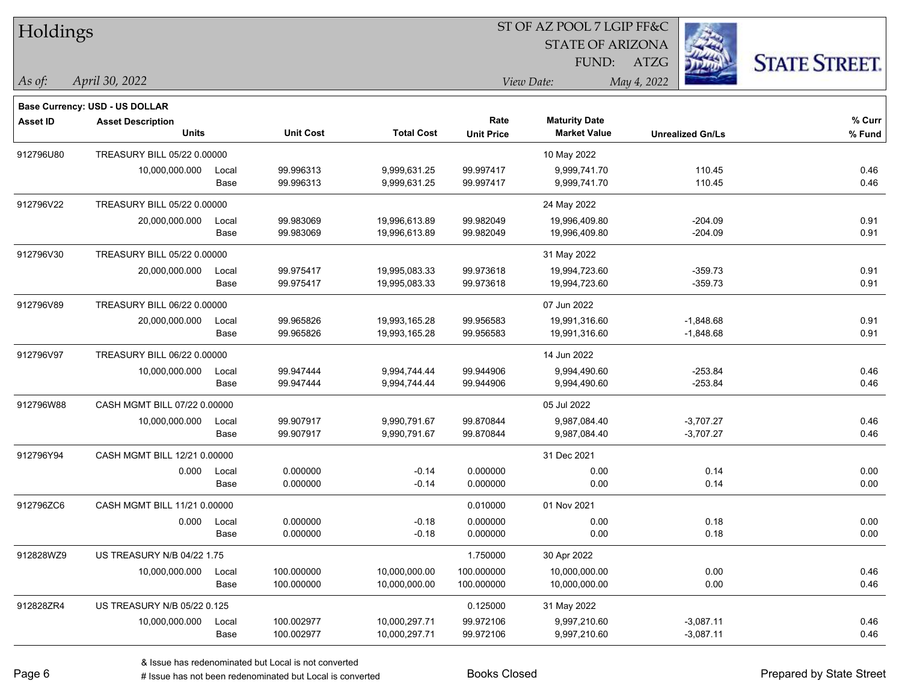# Holdings

ST OF AZ POOL 7 LGIP FF&C
STATE OF ARIZONA
FUND: ATZG

*As of:* *April 30, 2022*

*View Date:* *May 4, 2022*

**Base Currency: USD - US DOLLAR**

| Asset ID | Asset Description / Units | | Unit Cost | Total Cost | Rate / Unit Price | Maturity Date / Market Value | Unrealized Gn/Ls | % Curr / % Fund |
|---|---|---|---|---|---|---|---|---|
| 912796U80 | TREASURY BILL 05/22 0.00000 | | | | | 10 May 2022 | | |
| | 10,000,000.000 | Local | 99.996313 | 9,999,631.25 | 99.997417 | 9,999,741.70 | 110.45 | 0.46 |
| | | Base | 99.996313 | 9,999,631.25 | 99.997417 | 9,999,741.70 | 110.45 | 0.46 |
| 912796V22 | TREASURY BILL 05/22 0.00000 | | | | | 24 May 2022 | | |
| | 20,000,000.000 | Local | 99.983069 | 19,996,613.89 | 99.982049 | 19,996,409.80 | -204.09 | 0.91 |
| | | Base | 99.983069 | 19,996,613.89 | 99.982049 | 19,996,409.80 | -204.09 | 0.91 |
| 912796V30 | TREASURY BILL 05/22 0.00000 | | | | | 31 May 2022 | | |
| | 20,000,000.000 | Local | 99.975417 | 19,995,083.33 | 99.973618 | 19,994,723.60 | -359.73 | 0.91 |
| | | Base | 99.975417 | 19,995,083.33 | 99.973618 | 19,994,723.60 | -359.73 | 0.91 |
| 912796V89 | TREASURY BILL 06/22 0.00000 | | | | | 07 Jun 2022 | | |
| | 20,000,000.000 | Local | 99.965826 | 19,993,165.28 | 99.956583 | 19,991,316.60 | -1,848.68 | 0.91 |
| | | Base | 99.965826 | 19,993,165.28 | 99.956583 | 19,991,316.60 | -1,848.68 | 0.91 |
| 912796V97 | TREASURY BILL 06/22 0.00000 | | | | | 14 Jun 2022 | | |
| | 10,000,000.000 | Local | 99.947444 | 9,994,744.44 | 99.944906 | 9,994,490.60 | -253.84 | 0.46 |
| | | Base | 99.947444 | 9,994,744.44 | 99.944906 | 9,994,490.60 | -253.84 | 0.46 |
| 912796W88 | CASH MGMT BILL 07/22 0.00000 | | | | | 05 Jul 2022 | | |
| | 10,000,000.000 | Local | 99.907917 | 9,990,791.67 | 99.870844 | 9,987,084.40 | -3,707.27 | 0.46 |
| | | Base | 99.907917 | 9,990,791.67 | 99.870844 | 9,987,084.40 | -3,707.27 | 0.46 |
| 912796Y94 | CASH MGMT BILL 12/21 0.00000 | | | | | 31 Dec 2021 | | |
| | 0.000 | Local | 0.000000 | -0.14 | 0.000000 | 0.00 | 0.14 | 0.00 |
| | | Base | 0.000000 | -0.14 | 0.000000 | 0.00 | 0.14 | 0.00 |
| 912796ZC6 | CASH MGMT BILL 11/21 0.00000 | | | | 0.010000 | 01 Nov 2021 | | |
| | 0.000 | Local | 0.000000 | -0.18 | 0.000000 | 0.00 | 0.18 | 0.00 |
| | | Base | 0.000000 | -0.18 | 0.000000 | 0.00 | 0.18 | 0.00 |
| 912828WZ9 | US TREASURY N/B 04/22 1.75 | | | | 1.750000 | 30 Apr 2022 | | |
| | 10,000,000.000 | Local | 100.000000 | 10,000,000.00 | 100.000000 | 10,000,000.00 | 0.00 | 0.46 |
| | | Base | 100.000000 | 10,000,000.00 | 100.000000 | 10,000,000.00 | 0.00 | 0.46 |
| 912828ZR4 | US TREASURY N/B 05/22 0.125 | | | | 0.125000 | 31 May 2022 | | |
| | 10,000,000.000 | Local | 100.002977 | 10,000,297.71 | 99.972106 | 9,997,210.60 | -3,087.11 | 0.46 |
| | | Base | 100.002977 | 10,000,297.71 | 99.972106 | 9,997,210.60 | -3,087.11 | 0.46 |

& Issue has redenominated but Local is not converted
# Issue has not been redenominated but Local is converted

Books Closed

Prepared by State Street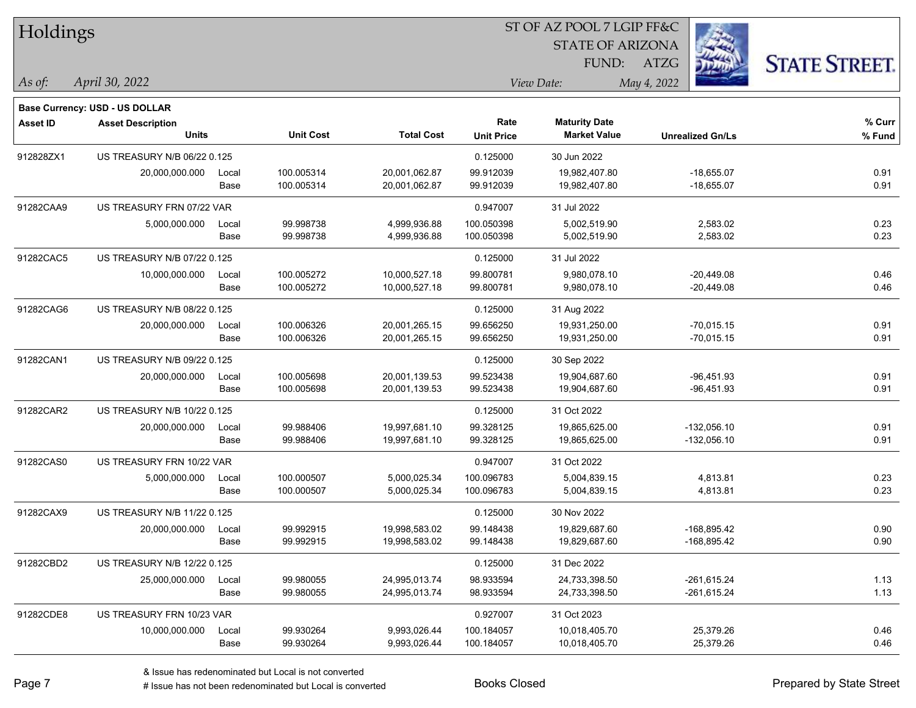# Holdings

ST OF AZ POOL 7 LGIP FF&C
STATE OF ARIZONA
FUND: ATZG

*As of:* *April 30, 2022*

*View Date:* *May 4, 2022*

**Base Currency: USD - US DOLLAR**

| Asset ID | Asset Description / Units | | Unit Cost | Total Cost | Rate / Unit Price | Maturity Date / Market Value | Unrealized Gn/Ls | % Curr / % Fund |
|---|---|---|---|---|---|---|---|---|
| 912828ZX1 | US TREASURY N/B 06/22 0.125 | | | | 0.125000 | 30 Jun 2022 | | |
| | 20,000,000.000 | Local | 100.005314 | 20,001,062.87 | 99.912039 | 19,982,407.80 | -18,655.07 | 0.91 |
| | | Base | 100.005314 | 20,001,062.87 | 99.912039 | 19,982,407.80 | -18,655.07 | 0.91 |
| 91282CAA9 | US TREASURY FRN 07/22 VAR | | | | 0.947007 | 31 Jul 2022 | | |
| | 5,000,000.000 | Local | 99.998738 | 4,999,936.88 | 100.050398 | 5,002,519.90 | 2,583.02 | 0.23 |
| | | Base | 99.998738 | 4,999,936.88 | 100.050398 | 5,002,519.90 | 2,583.02 | 0.23 |
| 91282CAC5 | US TREASURY N/B 07/22 0.125 | | | | 0.125000 | 31 Jul 2022 | | |
| | 10,000,000.000 | Local | 100.005272 | 10,000,527.18 | 99.800781 | 9,980,078.10 | -20,449.08 | 0.46 |
| | | Base | 100.005272 | 10,000,527.18 | 99.800781 | 9,980,078.10 | -20,449.08 | 0.46 |
| 91282CAG6 | US TREASURY N/B 08/22 0.125 | | | | 0.125000 | 31 Aug 2022 | | |
| | 20,000,000.000 | Local | 100.006326 | 20,001,265.15 | 99.656250 | 19,931,250.00 | -70,015.15 | 0.91 |
| | | Base | 100.006326 | 20,001,265.15 | 99.656250 | 19,931,250.00 | -70,015.15 | 0.91 |
| 91282CAN1 | US TREASURY N/B 09/22 0.125 | | | | 0.125000 | 30 Sep 2022 | | |
| | 20,000,000.000 | Local | 100.005698 | 20,001,139.53 | 99.523438 | 19,904,687.60 | -96,451.93 | 0.91 |
| | | Base | 100.005698 | 20,001,139.53 | 99.523438 | 19,904,687.60 | -96,451.93 | 0.91 |
| 91282CAR2 | US TREASURY N/B 10/22 0.125 | | | | 0.125000 | 31 Oct 2022 | | |
| | 20,000,000.000 | Local | 99.988406 | 19,997,681.10 | 99.328125 | 19,865,625.00 | -132,056.10 | 0.91 |
| | | Base | 99.988406 | 19,997,681.10 | 99.328125 | 19,865,625.00 | -132,056.10 | 0.91 |
| 91282CAS0 | US TREASURY FRN 10/22 VAR | | | | 0.947007 | 31 Oct 2022 | | |
| | 5,000,000.000 | Local | 100.000507 | 5,000,025.34 | 100.096783 | 5,004,839.15 | 4,813.81 | 0.23 |
| | | Base | 100.000507 | 5,000,025.34 | 100.096783 | 5,004,839.15 | 4,813.81 | 0.23 |
| 91282CAX9 | US TREASURY N/B 11/22 0.125 | | | | 0.125000 | 30 Nov 2022 | | |
| | 20,000,000.000 | Local | 99.992915 | 19,998,583.02 | 99.148438 | 19,829,687.60 | -168,895.42 | 0.90 |
| | | Base | 99.992915 | 19,998,583.02 | 99.148438 | 19,829,687.60 | -168,895.42 | 0.90 |
| 91282CBD2 | US TREASURY N/B 12/22 0.125 | | | | 0.125000 | 31 Dec 2022 | | |
| | 25,000,000.000 | Local | 99.980055 | 24,995,013.74 | 98.933594 | 24,733,398.50 | -261,615.24 | 1.13 |
| | | Base | 99.980055 | 24,995,013.74 | 98.933594 | 24,733,398.50 | -261,615.24 | 1.13 |
| 91282CDE8 | US TREASURY FRN 10/23 VAR | | | | 0.927007 | 31 Oct 2023 | | |
| | 10,000,000.000 | Local | 99.930264 | 9,993,026.44 | 100.184057 | 10,018,405.70 | 25,379.26 | 0.46 |
| | | Base | 99.930264 | 9,993,026.44 | 100.184057 | 10,018,405.70 | 25,379.26 | 0.46 |

& Issue has redenominated but Local is not converted
# Issue has not been redenominated but Local is converted

Books Closed

Prepared by State Street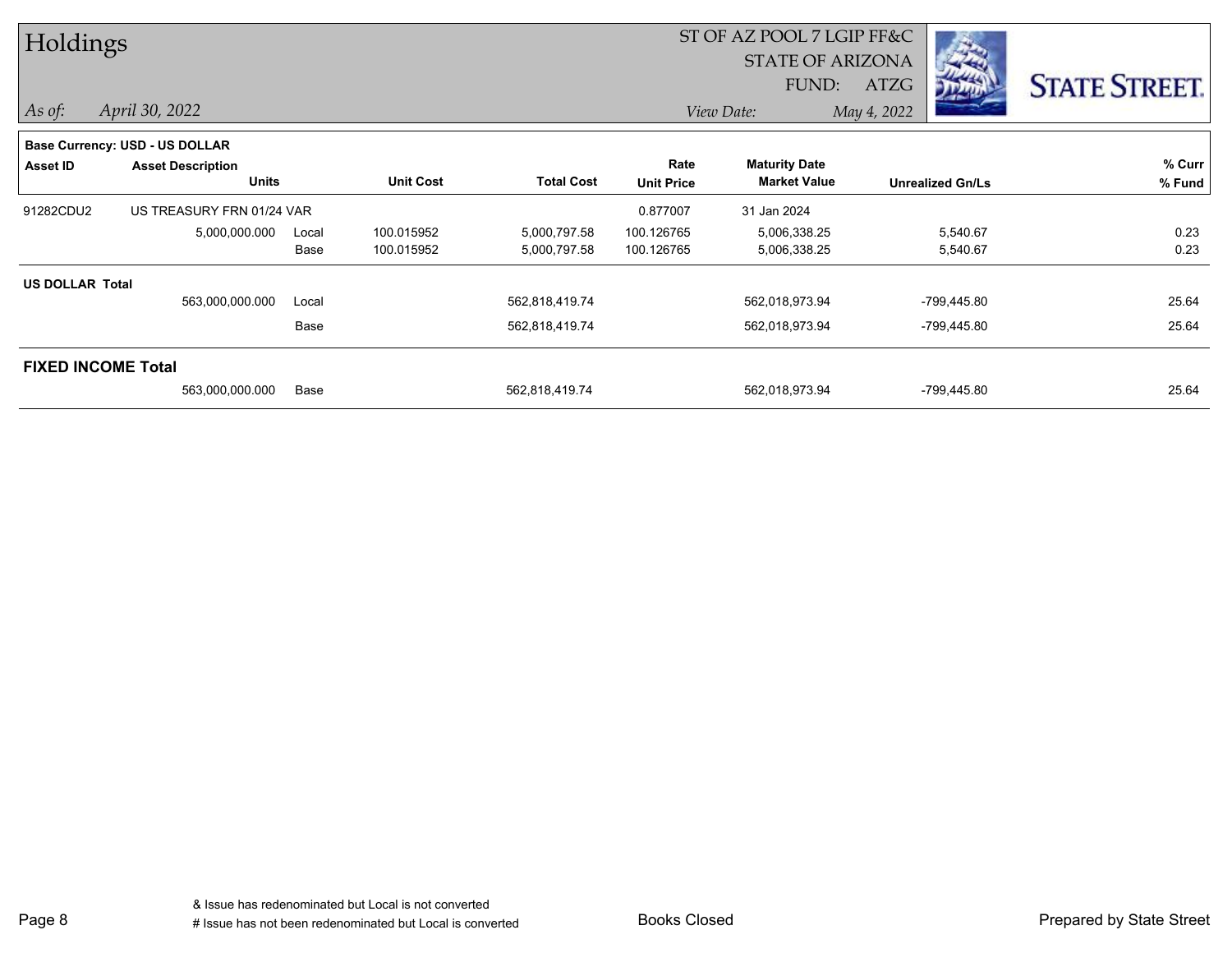# Holdings

ST OF AZ POOL 7 LGIP FF&C
STATE OF ARIZONA
FUND: ATZG

*As of:* *April 30, 2022*

*View Date:* *May 4, 2022*

**Base Currency: USD - US DOLLAR**

| Asset ID | Asset Description / Units | | Unit Cost | Total Cost | Rate / Unit Price | Maturity Date / Market Value | Unrealized Gn/Ls | % Curr / % Fund |
|---|---|---|---|---|---|---|---|---|
| 91282CDU2 | US TREASURY FRN 01/24 VAR | | | | 0.877007 | 31 Jan 2024 | | |
| | 5,000,000.000 | Local | 100.015952 | 5,000,797.58 | 100.126765 | 5,006,338.25 | 5,540.67 | 0.23 |
| | | Base | 100.015952 | 5,000,797.58 | 100.126765 | 5,006,338.25 | 5,540.67 | 0.23 |
| **US DOLLAR Total** | | | | | | | | |
| | 563,000,000.000 | Local | | 562,818,419.74 | | 562,018,973.94 | -799,445.80 | 25.64 |
| | | Base | | 562,818,419.74 | | 562,018,973.94 | -799,445.80 | 25.64 |
| **FIXED INCOME Total** | | | | | | | | |
| | 563,000,000.000 | Base | | 562,818,419.74 | | 562,018,973.94 | -799,445.80 | 25.64 |

& Issue has redenominated but Local is not converted
# Issue has not been redenominated but Local is converted

Books Closed

Prepared by State Street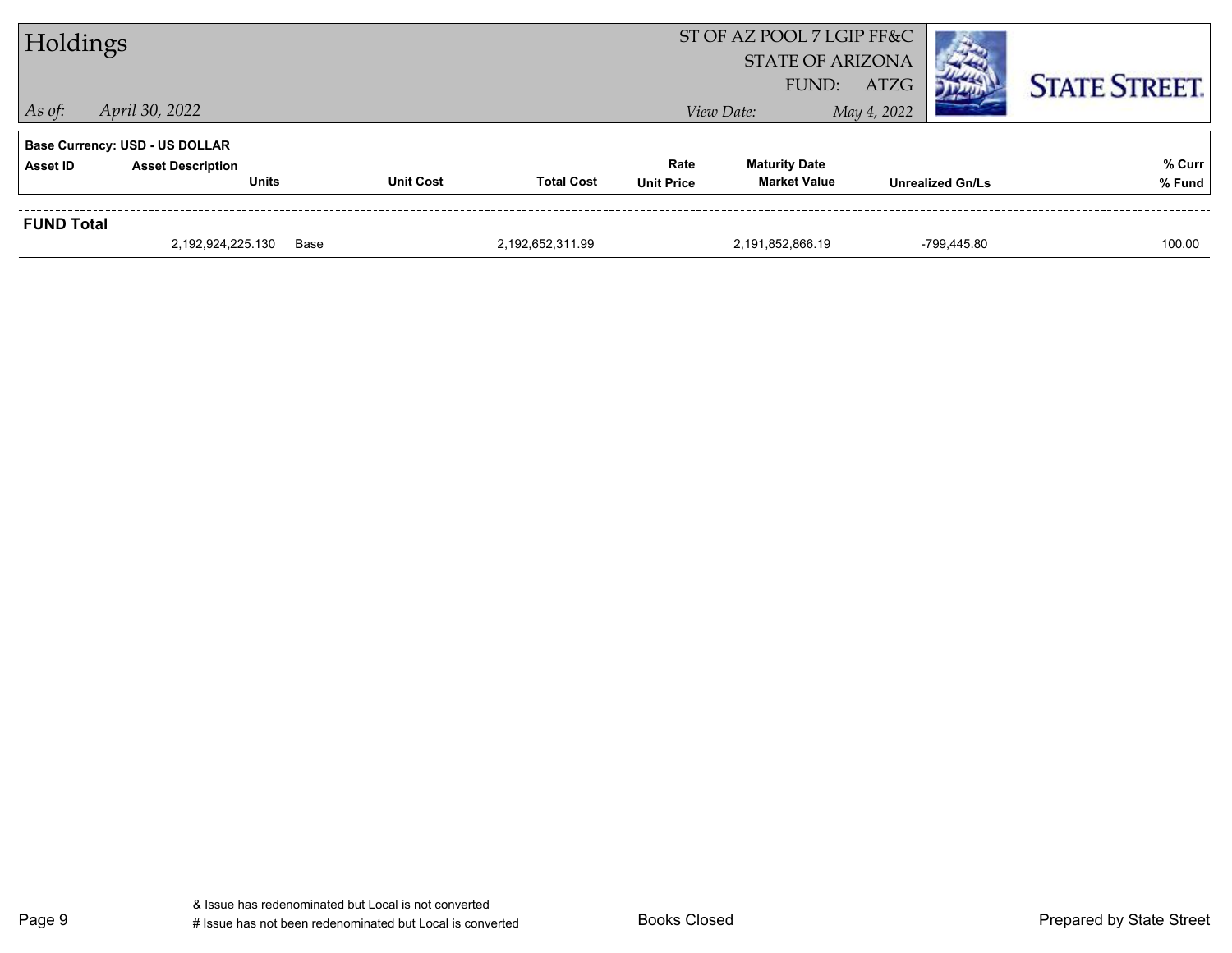# Holdings

ST OF AZ POOL 7 LGIP FF&C
STATE OF ARIZONA
FUND: ATZG

*As of:* *April 30, 2022*

*View Date:* *May 4, 2022*

**Base Currency: USD - US DOLLAR**

| Asset ID | Asset Description / Units | Unit Cost | Total Cost | Rate / Unit Price | Maturity Date / Market Value | Unrealized Gn/Ls | % Curr / % Fund |
|---|---|---|---|---|---|---|---|
| **FUND Total** | | | | | | | |
| | 2,192,924,225.130 | Base | 2,192,652,311.99 | | 2,191,852,866.19 | -799,445.80 | 100.00 |

& Issue has redenominated but Local is not converted
# Issue has not been redenominated but Local is converted

Books Closed

Prepared by State Street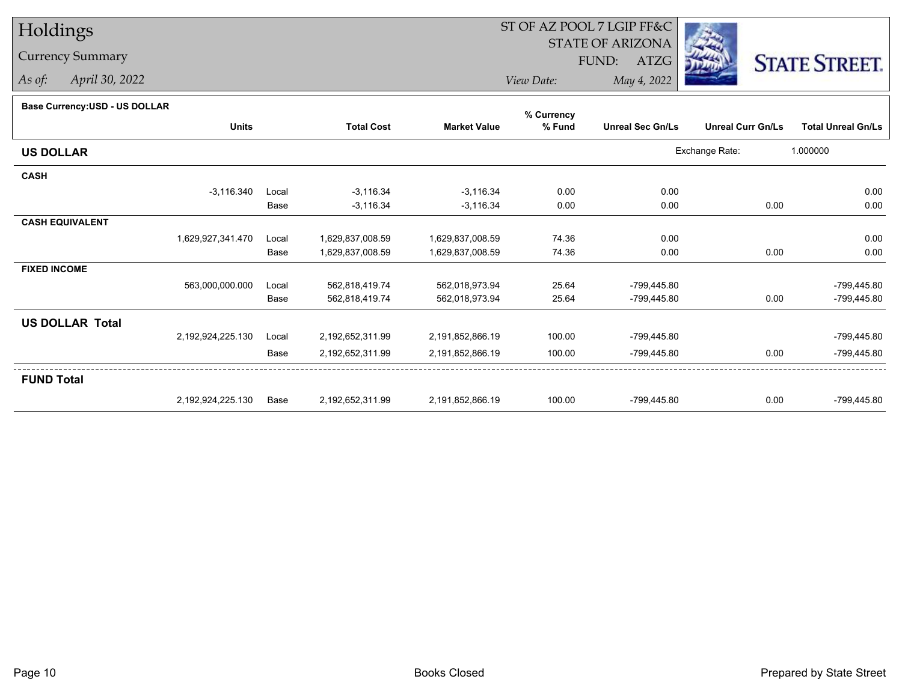# Holdings

## Currency Summary

*As of:* *April 30, 2022*

ST OF AZ POOL 7 LGIP FF&C
STATE OF ARIZONA
FUND: ATZG

*View Date:* *May 4, 2022*

STATE STREET.

**Base Currency:USD - US DOLLAR**

| | Units | | Total Cost | Market Value | % Currency % Fund | Unreal Sec Gn/Ls | Unreal Curr Gn/Ls | Total Unreal Gn/Ls |
|---|---|---|---|---|---|---|---|---|
| **US DOLLAR** | | | | | | Exchange Rate: | 1.000000 | |
| **CASH** | | | | | | | | |
| | -3,116.340 | Local | -3,116.34 | -3,116.34 | 0.00 | 0.00 | | 0.00 |
| | | Base | -3,116.34 | -3,116.34 | 0.00 | 0.00 | 0.00 | 0.00 |
| **CASH EQUIVALENT** | | | | | | | | |
| | 1,629,927,341.470 | Local | 1,629,837,008.59 | 1,629,837,008.59 | 74.36 | 0.00 | | 0.00 |
| | | Base | 1,629,837,008.59 | 1,629,837,008.59 | 74.36 | 0.00 | 0.00 | 0.00 |
| **FIXED INCOME** | | | | | | | | |
| | 563,000,000.000 | Local | 562,818,419.74 | 562,018,973.94 | 25.64 | -799,445.80 | | -799,445.80 |
| | | Base | 562,818,419.74 | 562,018,973.94 | 25.64 | -799,445.80 | 0.00 | -799,445.80 |
| **US DOLLAR Total** | | | | | | | | |
| | 2,192,924,225.130 | Local | 2,192,652,311.99 | 2,191,852,866.19 | 100.00 | -799,445.80 | | -799,445.80 |
| | | Base | 2,192,652,311.99 | 2,191,852,866.19 | 100.00 | -799,445.80 | 0.00 | -799,445.80 |
| **FUND Total** | | | | | | | | |
| | 2,192,924,225.130 | Base | 2,192,652,311.99 | 2,191,852,866.19 | 100.00 | -799,445.80 | 0.00 | -799,445.80 |

Books Closed

Prepared by State Street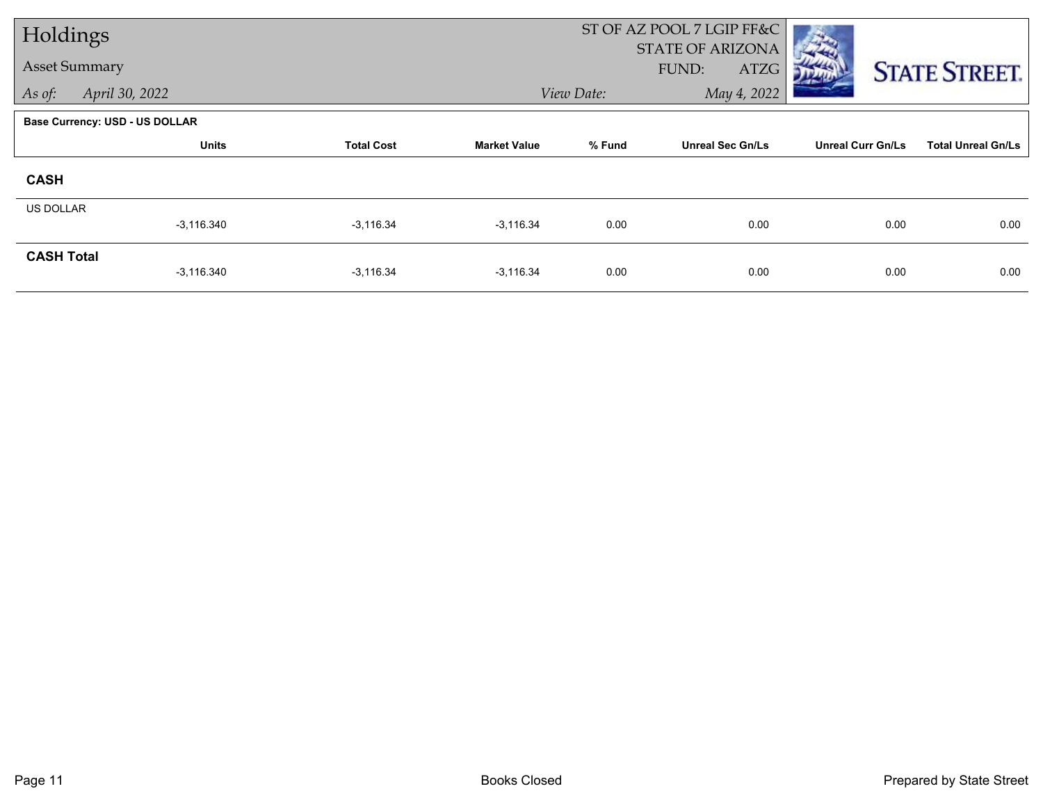# Holdings

## Asset Summary

*As of:* April 30, 2022

ST OF AZ POOL 7 LGIP FF&C
STATE OF ARIZONA
FUND: ATZG

*View Date:* May 4, 2022

STATE STREET.

**Base Currency: USD - US DOLLAR**

| | Units | Total Cost | Market Value | % Fund | Unreal Sec Gn/Ls | Unreal Curr Gn/Ls | Total Unreal Gn/Ls |
|---|---|---|---|---|---|---|---|
| **CASH** | | | | | | | |
| US DOLLAR | -3,116.340 | -3,116.34 | -3,116.34 | 0.00 | 0.00 | 0.00 | 0.00 |
| **CASH Total** | -3,116.340 | -3,116.34 | -3,116.34 | 0.00 | 0.00 | 0.00 | 0.00 |

Books Closed

Prepared by State Street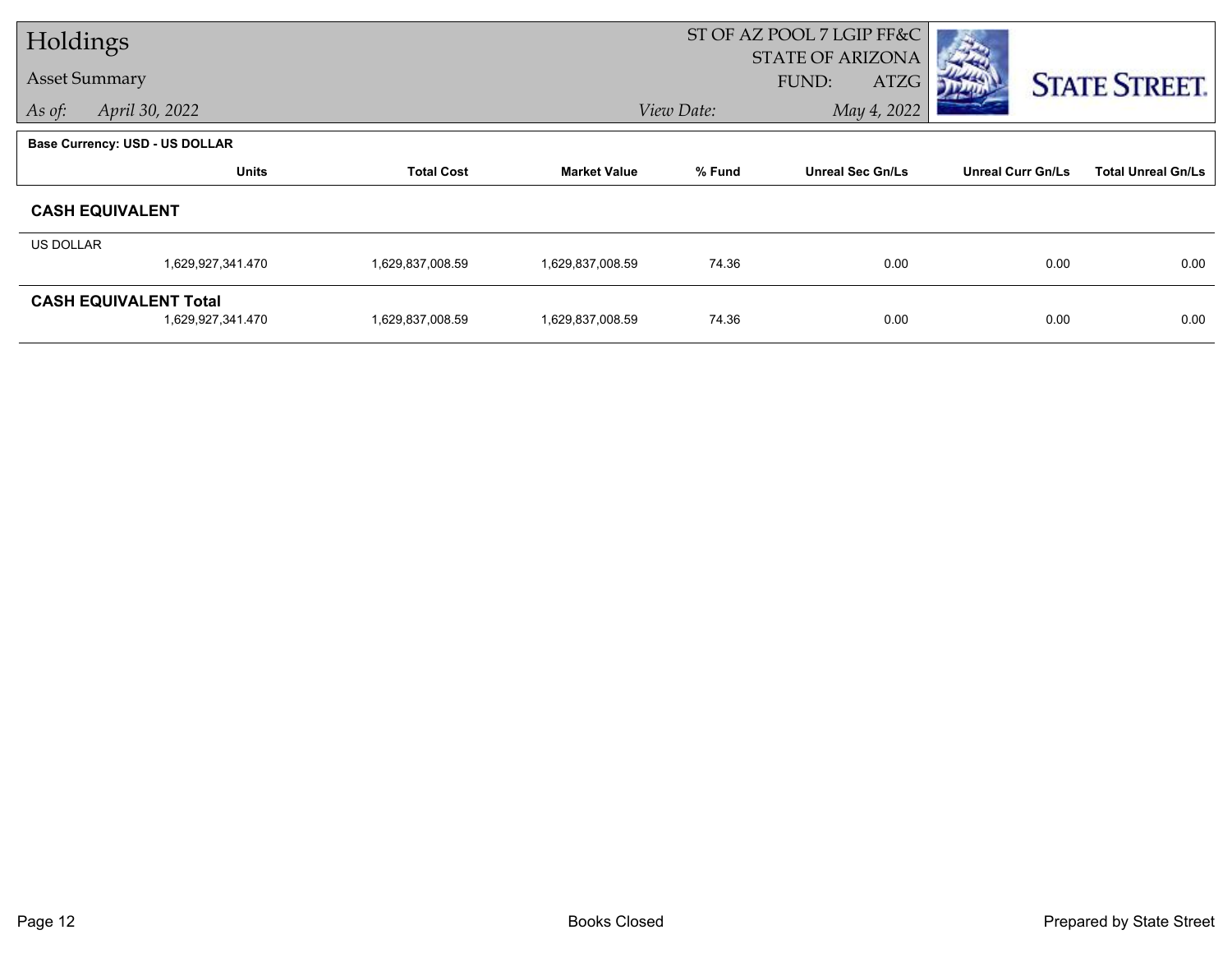# Holdings

Asset Summary

*As of:* *April 30, 2022*

ST OF AZ POOL 7 LGIP FF&C
STATE OF ARIZONA
FUND: ATZG

*View Date:* *May 4, 2022*

STATE STREET.

**Base Currency: USD - US DOLLAR**

| | Units | Total Cost | Market Value | % Fund | Unreal Sec Gn/Ls | Unreal Curr Gn/Ls | Total Unreal Gn/Ls |
|---|---|---|---|---|---|---|---|
| **CASH EQUIVALENT** | | | | | | | |
| US DOLLAR | | | | | | | |
| | 1,629,927,341.470 | 1,629,837,008.59 | 1,629,837,008.59 | 74.36 | 0.00 | 0.00 | 0.00 |
| **CASH EQUIVALENT Total** | | | | | | | |
| | 1,629,927,341.470 | 1,629,837,008.59 | 1,629,837,008.59 | 74.36 | 0.00 | 0.00 | 0.00 |

Books Closed

Prepared by State Street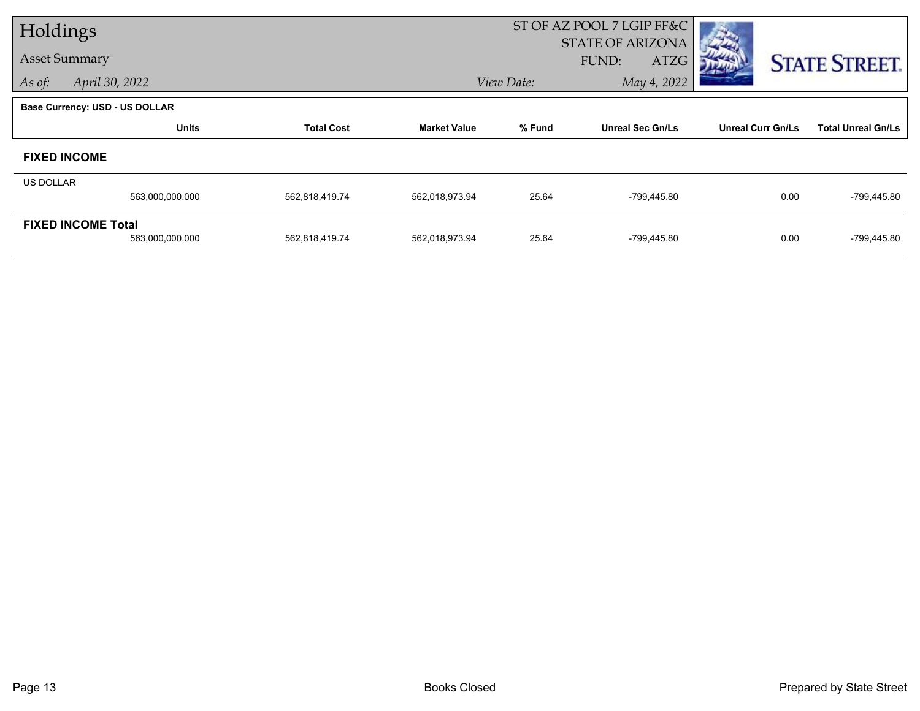# Holdings

Asset Summary

*As of:* *April 30, 2022*

ST OF AZ POOL 7 LGIP FF&C
STATE OF ARIZONA
FUND: ATZG

*View Date:* *May 4, 2022*

STATE STREET.

**Base Currency: USD - US DOLLAR**

| | Units | Total Cost | Market Value | % Fund | Unreal Sec Gn/Ls | Unreal Curr Gn/Ls | Total Unreal Gn/Ls |
|---|---|---|---|---|---|---|---|
| **FIXED INCOME** | | | | | | | |
| US DOLLAR | 563,000,000.000 | 562,818,419.74 | 562,018,973.94 | 25.64 | -799,445.80 | 0.00 | -799,445.80 |
| **FIXED INCOME Total** | 563,000,000.000 | 562,818,419.74 | 562,018,973.94 | 25.64 | -799,445.80 | 0.00 | -799,445.80 |

Books Closed

Prepared by State Street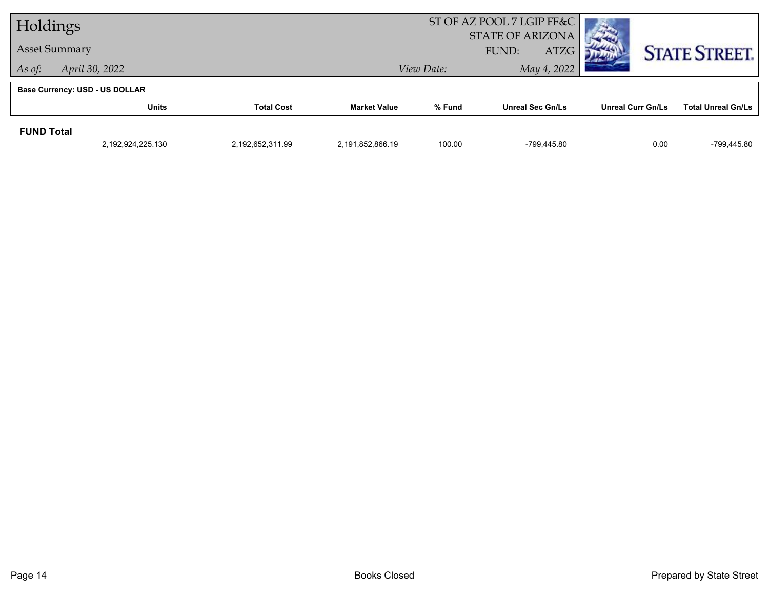# Holdings

Asset Summary

*As of:* *April 30, 2022*

ST OF AZ POOL 7 LGIP FF&C
STATE OF ARIZONA
FUND: ATZG

*View Date:* *May 4, 2022*

**Base Currency: USD - US DOLLAR**

| | Units | Total Cost | Market Value | % Fund | Unreal Sec Gn/Ls | Unreal Curr Gn/Ls | Total Unreal Gn/Ls |
|---|---|---|---|---|---|---|---|
| **FUND Total** | 2,192,924,225.130 | 2,192,652,311.99 | 2,191,852,866.19 | 100.00 | -799,445.80 | 0.00 | -799,445.80 |

Books Closed

Prepared by State Street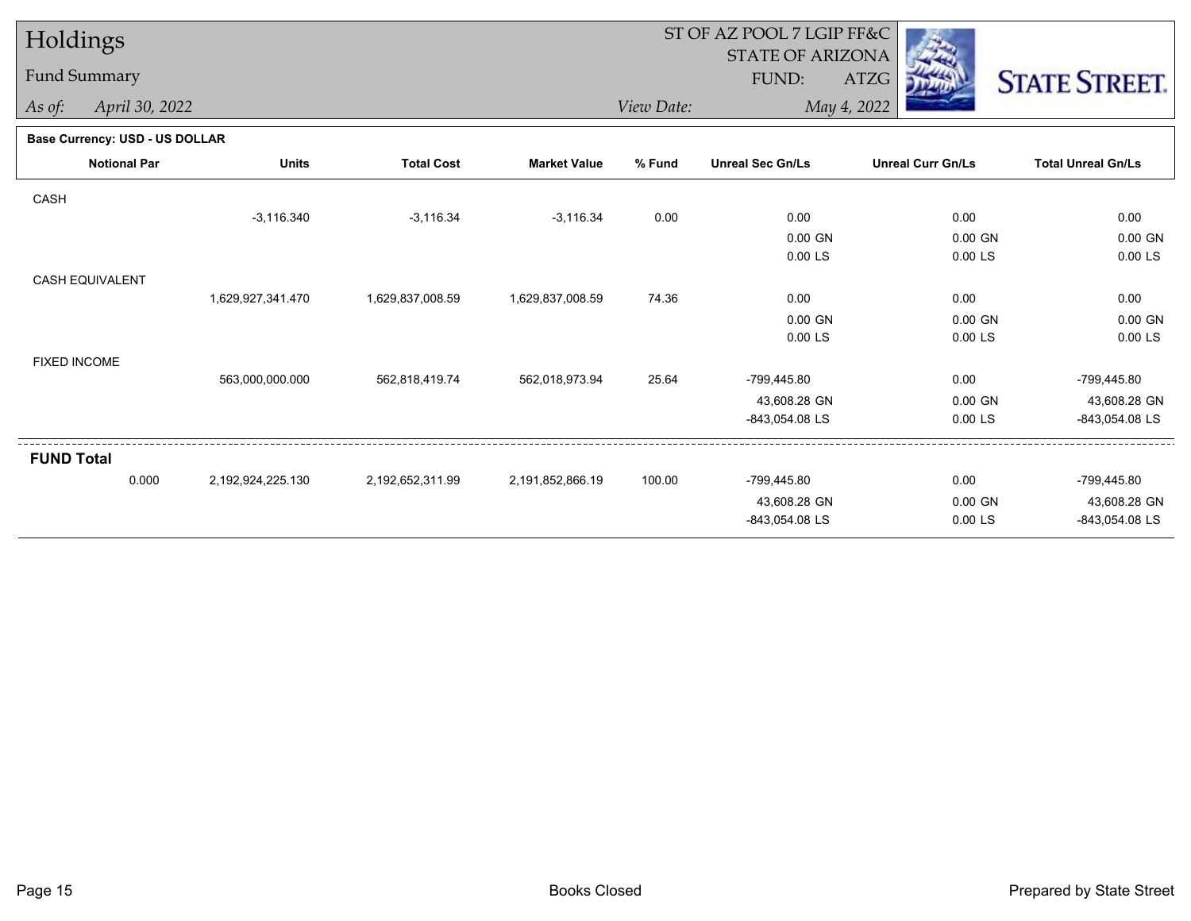# Holdings

## Fund Summary

*As of:* *April 30, 2022*

ST OF AZ POOL 7 LGIP FF&C
STATE OF ARIZONA
FUND: ATZG

*View Date:* *May 4, 2022*

STATE STREET.

**Base Currency: USD - US DOLLAR**

| Notional Par | Units | Total Cost | Market Value | % Fund | Unreal Sec Gn/Ls | Unreal Curr Gn/Ls | Total Unreal Gn/Ls |
|---|---|---|---|---|---|---|---|
| CASH | | | | | | | |
| | -3,116.340 | -3,116.34 | -3,116.34 | 0.00 | 0.00 | 0.00 | 0.00 |
| | | | | | 0.00 GN | 0.00 GN | 0.00 GN |
| | | | | | 0.00 LS | 0.00 LS | 0.00 LS |
| CASH EQUIVALENT | | | | | | | |
| | 1,629,927,341.470 | 1,629,837,008.59 | 1,629,837,008.59 | 74.36 | 0.00 | 0.00 | 0.00 |
| | | | | | 0.00 GN | 0.00 GN | 0.00 GN |
| | | | | | 0.00 LS | 0.00 LS | 0.00 LS |
| FIXED INCOME | | | | | | | |
| | 563,000,000.000 | 562,818,419.74 | 562,018,973.94 | 25.64 | -799,445.80 | 0.00 | -799,445.80 |
| | | | | | 43,608.28 GN | 0.00 GN | 43,608.28 GN |
| | | | | | -843,054.08 LS | 0.00 LS | -843,054.08 LS |
| **FUND Total** | | | | | | | |
| 0.000 | 2,192,924,225.130 | 2,192,652,311.99 | 2,191,852,866.19 | 100.00 | -799,445.80 | 0.00 | -799,445.80 |
| | | | | | 43,608.28 GN | 0.00 GN | 43,608.28 GN |
| | | | | | -843,054.08 LS | 0.00 LS | -843,054.08 LS |

Books Closed

Prepared by State Street